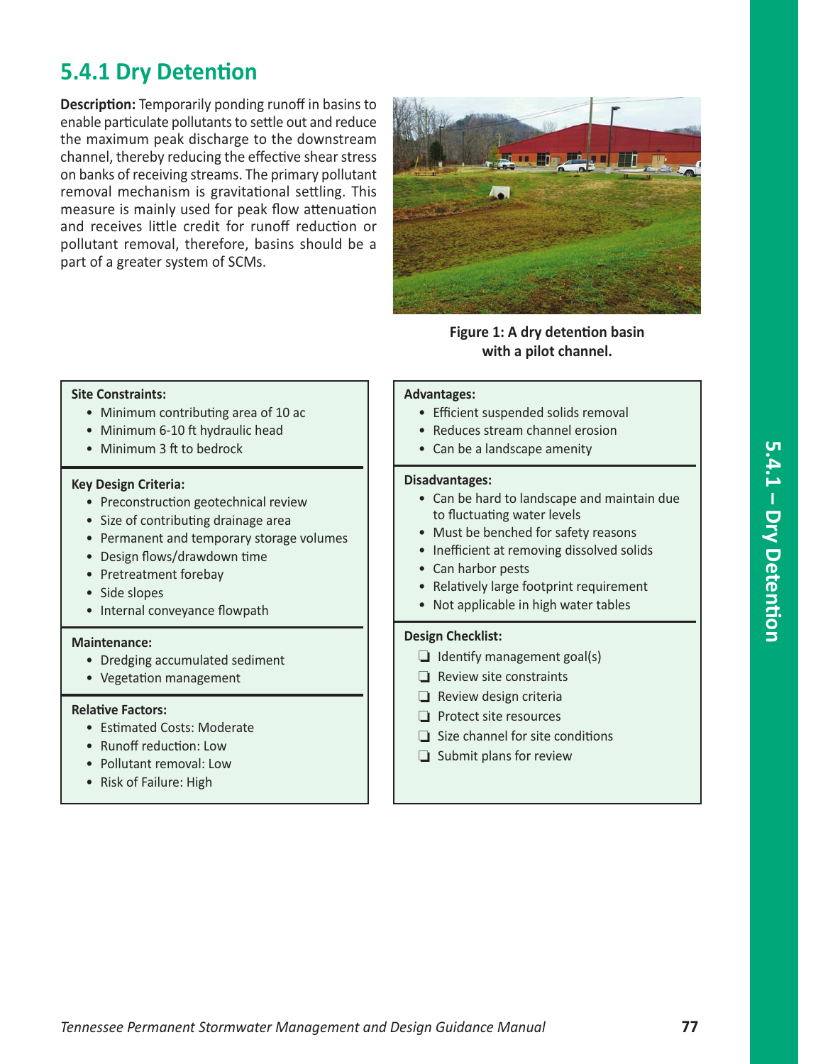## 5.4.1 Dry Detention

**Description:** Temporarily ponding runoff in basins to enable particulate pollutants to settle out and reduce the maximum peak discharge to the downstream channel, thereby reducing the effective shear stress on banks of receiving streams. The primary pollutant removal mechanism is gravitational settling. This measure is mainly used for peak flow attenuation and receives little credit for runoff reduction or pollutant removal, therefore, basins should be a part of a greater system of SCMs.

**Figure 1: A dry detention basin with a pilot channel.**

**Site Constraints:**

- Minimum contributing area of 10 ac
- Minimum 6-10 ft hydraulic head
- Minimum 3 ft to bedrock

**Key Design Criteria:**

- Preconstruction geotechnical review
- Size of contributing drainage area
- Permanent and temporary storage volumes
- Design flows/drawdown time
- Pretreatment forebay
- Side slopes
- Internal conveyance flowpath

**Maintenance:**

- Dredging accumulated sediment
- Vegetation management

**Relative Factors:**

- Estimated Costs: Moderate
- Runoff reduction: Low
- Pollutant removal: Low
- Risk of Failure: High

**Advantages:**

- Efficient suspended solids removal
- Reduces stream channel erosion
- Can be a landscape amenity

**Disadvantages:**

- Can be hard to landscape and maintain due to fluctuating water levels
- Must be benched for safety reasons
- Inefficient at removing dissolved solids
- Can harbor pests
- Relatively large footprint requirement
- Not applicable in high water tables

**Design Checklist:**

- ❑ Identify management goal(s)
- ❑ Review site constraints
- ❑ Review design criteria
- ❑ Protect site resources
- ❑ Size channel for site conditions
- ❑ Submit plans for review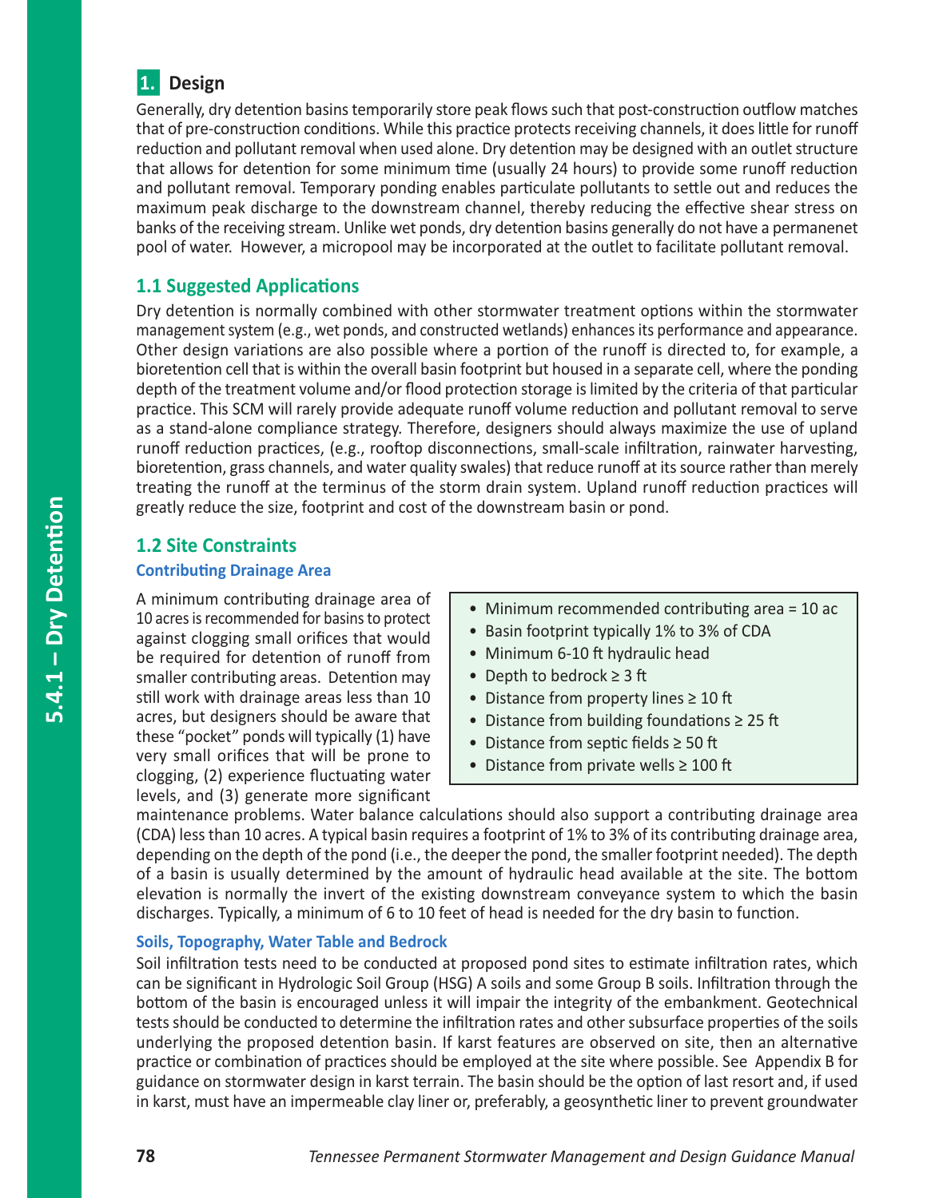## 1. Design

Generally, dry detention basins temporarily store peak flows such that post-construction outflow matches that of pre-construction conditions. While this practice protects receiving channels, it does little for runoff reduction and pollutant removal when used alone. Dry detention may be designed with an outlet structure that allows for detention for some minimum time (usually 24 hours) to provide some runoff reduction and pollutant removal. Temporary ponding enables particulate pollutants to settle out and reduces the maximum peak discharge to the downstream channel, thereby reducing the effective shear stress on banks of the receiving stream. Unlike wet ponds, dry detention basins generally do not have a permanenet pool of water. However, a micropool may be incorporated at the outlet to facilitate pollutant removal.

### 1.1 Suggested Applications

Dry detention is normally combined with other stormwater treatment options within the stormwater management system (e.g., wet ponds, and constructed wetlands) enhances its performance and appearance. Other design variations are also possible where a portion of the runoff is directed to, for example, a bioretention cell that is within the overall basin footprint but housed in a separate cell, where the ponding depth of the treatment volume and/or flood protection storage is limited by the criteria of that particular practice. This SCM will rarely provide adequate runoff volume reduction and pollutant removal to serve as a stand-alone compliance strategy. Therefore, designers should always maximize the use of upland runoff reduction practices, (e.g., rooftop disconnections, small-scale infiltration, rainwater harvesting, bioretention, grass channels, and water quality swales) that reduce runoff at its source rather than merely treating the runoff at the terminus of the storm drain system. Upland runoff reduction practices will greatly reduce the size, footprint and cost of the downstream basin or pond.

### 1.2 Site Constraints

#### Contributing Drainage Area

- Minimum recommended contributing area = 10 ac
- Basin footprint typically 1% to 3% of CDA
- Minimum 6-10 ft hydraulic head
- Depth to bedrock ≥ 3 ft
- Distance from property lines ≥ 10 ft
- Distance from building foundations ≥ 25 ft
- Distance from septic fields ≥ 50 ft
- Distance from private wells ≥ 100 ft

A minimum contributing drainage area of 10 acres is recommended for basins to protect against clogging small orifices that would be required for detention of runoff from smaller contributing areas. Detention may still work with drainage areas less than 10 acres, but designers should be aware that these "pocket" ponds will typically (1) have very small orifices that will be prone to clogging, (2) experience fluctuating water levels, and (3) generate more significant maintenance problems. Water balance calculations should also support a contributing drainage area (CDA) less than 10 acres. A typical basin requires a footprint of 1% to 3% of its contributing drainage area, depending on the depth of the pond (i.e., the deeper the pond, the smaller footprint needed). The depth of a basin is usually determined by the amount of hydraulic head available at the site. The bottom elevation is normally the invert of the existing downstream conveyance system to which the basin discharges. Typically, a minimum of 6 to 10 feet of head is needed for the dry basin to function.

#### Soils, Topography, Water Table and Bedrock

Soil infiltration tests need to be conducted at proposed pond sites to estimate infiltration rates, which can be significant in Hydrologic Soil Group (HSG) A soils and some Group B soils. Infiltration through the bottom of the basin is encouraged unless it will impair the integrity of the embankment. Geotechnical tests should be conducted to determine the infiltration rates and other subsurface properties of the soils underlying the proposed detention basin. If karst features are observed on site, then an alternative practice or combination of practices should be employed at the site where possible. See Appendix B for guidance on stormwater design in karst terrain. The basin should be the option of last resort and, if used in karst, must have an impermeable clay liner or, preferably, a geosynthetic liner to prevent groundwater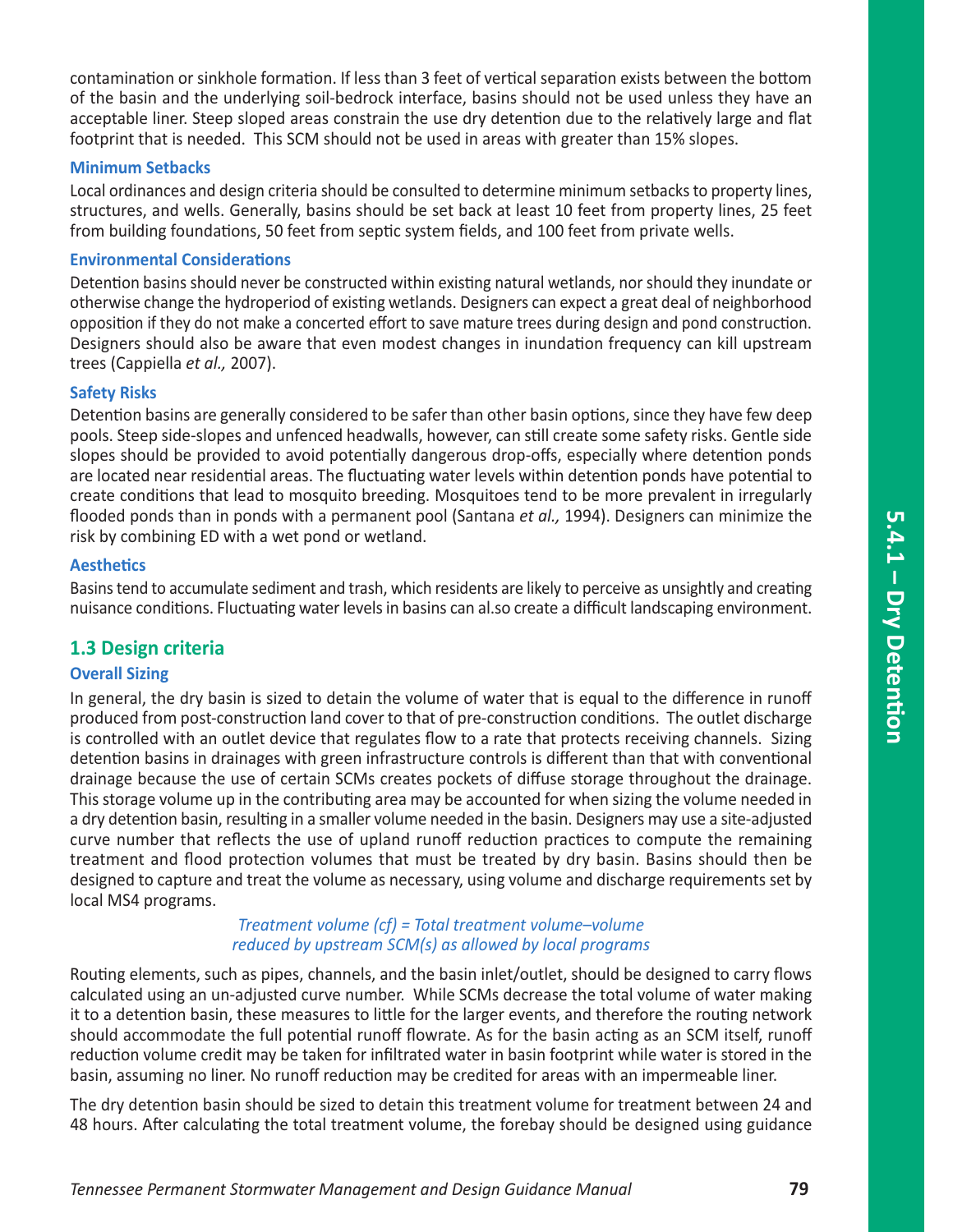contamination or sinkhole formation. If less than 3 feet of vertical separation exists between the bottom of the basin and the underlying soil-bedrock interface, basins should not be used unless they have an acceptable liner. Steep sloped areas constrain the use dry detention due to the relatively large and flat footprint that is needed. This SCM should not be used in areas with greater than 15% slopes.

### Minimum Setbacks

Local ordinances and design criteria should be consulted to determine minimum setbacks to property lines, structures, and wells. Generally, basins should be set back at least 10 feet from property lines, 25 feet from building foundations, 50 feet from septic system fields, and 100 feet from private wells.

### Environmental Considerations

Detention basins should never be constructed within existing natural wetlands, nor should they inundate or otherwise change the hydroperiod of existing wetlands. Designers can expect a great deal of neighborhood opposition if they do not make a concerted effort to save mature trees during design and pond construction. Designers should also be aware that even modest changes in inundation frequency can kill upstream trees (Cappiella *et al.,* 2007).

### Safety Risks

Detention basins are generally considered to be safer than other basin options, since they have few deep pools. Steep side-slopes and unfenced headwalls, however, can still create some safety risks. Gentle side slopes should be provided to avoid potentially dangerous drop-offs, especially where detention ponds are located near residential areas. The fluctuating water levels within detention ponds have potential to create conditions that lead to mosquito breeding. Mosquitoes tend to be more prevalent in irregularly flooded ponds than in ponds with a permanent pool (Santana *et al.,* 1994). Designers can minimize the risk by combining ED with a wet pond or wetland.

### Aesthetics

Basins tend to accumulate sediment and trash, which residents are likely to perceive as unsightly and creating nuisance conditions. Fluctuating water levels in basins can al.so create a difficult landscaping environment.

## 1.3 Design criteria

### Overall Sizing

In general, the dry basin is sized to detain the volume of water that is equal to the difference in runoff produced from post-construction land cover to that of pre-construction conditions. The outlet discharge is controlled with an outlet device that regulates flow to a rate that protects receiving channels. Sizing detention basins in drainages with green infrastructure controls is different than that with conventional drainage because the use of certain SCMs creates pockets of diffuse storage throughout the drainage. This storage volume up in the contributing area may be accounted for when sizing the volume needed in a dry detention basin, resulting in a smaller volume needed in the basin. Designers may use a site-adjusted curve number that reflects the use of upland runoff reduction practices to compute the remaining treatment and flood protection volumes that must be treated by dry basin. Basins should then be designed to capture and treat the volume as necessary, using volume and discharge requirements set by local MS4 programs.

*Treatment volume (cf) = Total treatment volume–volume reduced by upstream SCM(s) as allowed by local programs*

Routing elements, such as pipes, channels, and the basin inlet/outlet, should be designed to carry flows calculated using an un-adjusted curve number. While SCMs decrease the total volume of water making it to a detention basin, these measures to little for the larger events, and therefore the routing network should accommodate the full potential runoff flowrate. As for the basin acting as an SCM itself, runoff reduction volume credit may be taken for infiltrated water in basin footprint while water is stored in the basin, assuming no liner. No runoff reduction may be credited for areas with an impermeable liner.

The dry detention basin should be sized to detain this treatment volume for treatment between 24 and 48 hours. After calculating the total treatment volume, the forebay should be designed using guidance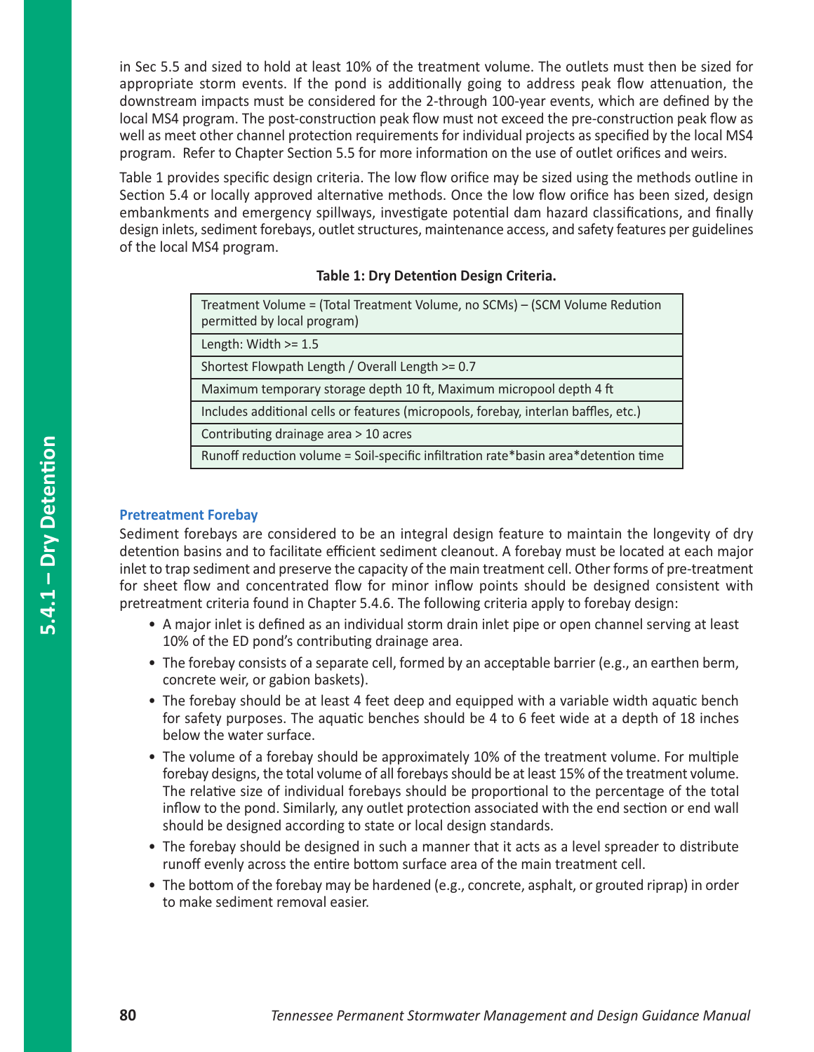in Sec 5.5 and sized to hold at least 10% of the treatment volume. The outlets must then be sized for appropriate storm events. If the pond is additionally going to address peak flow attenuation, the downstream impacts must be considered for the 2-through 100-year events, which are defined by the local MS4 program. The post-construction peak flow must not exceed the pre-construction peak flow as well as meet other channel protection requirements for individual projects as specified by the local MS4 program. Refer to Chapter Section 5.5 for more information on the use of outlet orifices and weirs.

Table 1 provides specific design criteria. The low flow orifice may be sized using the methods outline in Section 5.4 or locally approved alternative methods. Once the low flow orifice has been sized, design embankments and emergency spillways, investigate potential dam hazard classifications, and finally design inlets, sediment forebays, outlet structures, maintenance access, and safety features per guidelines of the local MS4 program.

**Table 1: Dry Detention Design Criteria.**

| |
|---|
| Treatment Volume = (Total Treatment Volume, no SCMs) – (SCM Volume Redution permitted by local program) |
| Length: Width >= 1.5 |
| Shortest Flowpath Length / Overall Length >= 0.7 |
| Maximum temporary storage depth 10 ft, Maximum micropool depth 4 ft |
| Includes additional cells or features (micropools, forebay, interlan baffles, etc.) |
| Contributing drainage area > 10 acres |
| Runoff reduction volume = Soil-specific infiltration rate*basin area*detention time |

### Pretreatment Forebay

Sediment forebays are considered to be an integral design feature to maintain the longevity of dry detention basins and to facilitate efficient sediment cleanout. A forebay must be located at each major inlet to trap sediment and preserve the capacity of the main treatment cell. Other forms of pre-treatment for sheet flow and concentrated flow for minor inflow points should be designed consistent with pretreatment criteria found in Chapter 5.4.6. The following criteria apply to forebay design:

- A major inlet is defined as an individual storm drain inlet pipe or open channel serving at least 10% of the ED pond's contributing drainage area.
- The forebay consists of a separate cell, formed by an acceptable barrier (e.g., an earthen berm, concrete weir, or gabion baskets).
- The forebay should be at least 4 feet deep and equipped with a variable width aquatic bench for safety purposes. The aquatic benches should be 4 to 6 feet wide at a depth of 18 inches below the water surface.
- The volume of a forebay should be approximately 10% of the treatment volume. For multiple forebay designs, the total volume of all forebays should be at least 15% of the treatment volume. The relative size of individual forebays should be proportional to the percentage of the total inflow to the pond. Similarly, any outlet protection associated with the end section or end wall should be designed according to state or local design standards.
- The forebay should be designed in such a manner that it acts as a level spreader to distribute runoff evenly across the entire bottom surface area of the main treatment cell.
- The bottom of the forebay may be hardened (e.g., concrete, asphalt, or grouted riprap) in order to make sediment removal easier.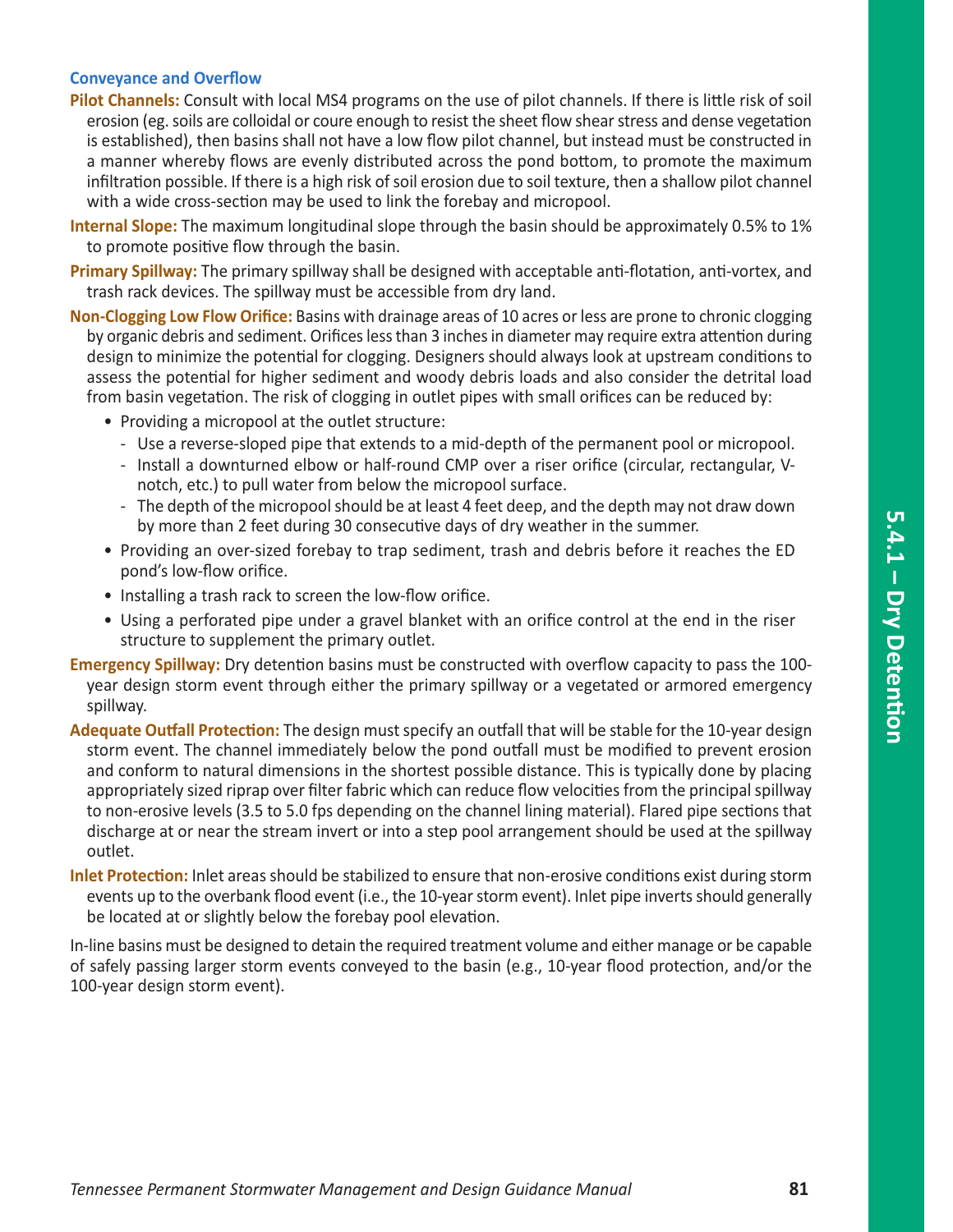### Conveyance and Overflow

**Pilot Channels:** Consult with local MS4 programs on the use of pilot channels. If there is little risk of soil erosion (eg. soils are colloidal or coure enough to resist the sheet flow shear stress and dense vegetation is established), then basins shall not have a low flow pilot channel, but instead must be constructed in a manner whereby flows are evenly distributed across the pond bottom, to promote the maximum infiltration possible. If there is a high risk of soil erosion due to soil texture, then a shallow pilot channel with a wide cross-section may be used to link the forebay and micropool.

**Internal Slope:** The maximum longitudinal slope through the basin should be approximately 0.5% to 1% to promote positive flow through the basin.

**Primary Spillway:** The primary spillway shall be designed with acceptable anti-flotation, anti-vortex, and trash rack devices. The spillway must be accessible from dry land.

**Non-Clogging Low Flow Orifice:** Basins with drainage areas of 10 acres or less are prone to chronic clogging by organic debris and sediment. Orifices less than 3 inches in diameter may require extra attention during design to minimize the potential for clogging. Designers should always look at upstream conditions to assess the potential for higher sediment and woody debris loads and also consider the detrital load from basin vegetation. The risk of clogging in outlet pipes with small orifices can be reduced by:

- Providing a micropool at the outlet structure:
  - Use a reverse-sloped pipe that extends to a mid-depth of the permanent pool or micropool.
  - Install a downturned elbow or half-round CMP over a riser orifice (circular, rectangular, V-notch, etc.) to pull water from below the micropool surface.
  - The depth of the micropool should be at least 4 feet deep, and the depth may not draw down by more than 2 feet during 30 consecutive days of dry weather in the summer.
- Providing an over-sized forebay to trap sediment, trash and debris before it reaches the ED pond's low-flow orifice.
- Installing a trash rack to screen the low-flow orifice.
- Using a perforated pipe under a gravel blanket with an orifice control at the end in the riser structure to supplement the primary outlet.

**Emergency Spillway:** Dry detention basins must be constructed with overflow capacity to pass the 100-year design storm event through either the primary spillway or a vegetated or armored emergency spillway.

**Adequate Outfall Protection:** The design must specify an outfall that will be stable for the 10-year design storm event. The channel immediately below the pond outfall must be modified to prevent erosion and conform to natural dimensions in the shortest possible distance. This is typically done by placing appropriately sized riprap over filter fabric which can reduce flow velocities from the principal spillway to non-erosive levels (3.5 to 5.0 fps depending on the channel lining material). Flared pipe sections that discharge at or near the stream invert or into a step pool arrangement should be used at the spillway outlet.

**Inlet Protection:** Inlet areas should be stabilized to ensure that non-erosive conditions exist during storm events up to the overbank flood event (i.e., the 10-year storm event). Inlet pipe inverts should generally be located at or slightly below the forebay pool elevation.

In-line basins must be designed to detain the required treatment volume and either manage or be capable of safely passing larger storm events conveyed to the basin (e.g., 10-year flood protection, and/or the 100-year design storm event).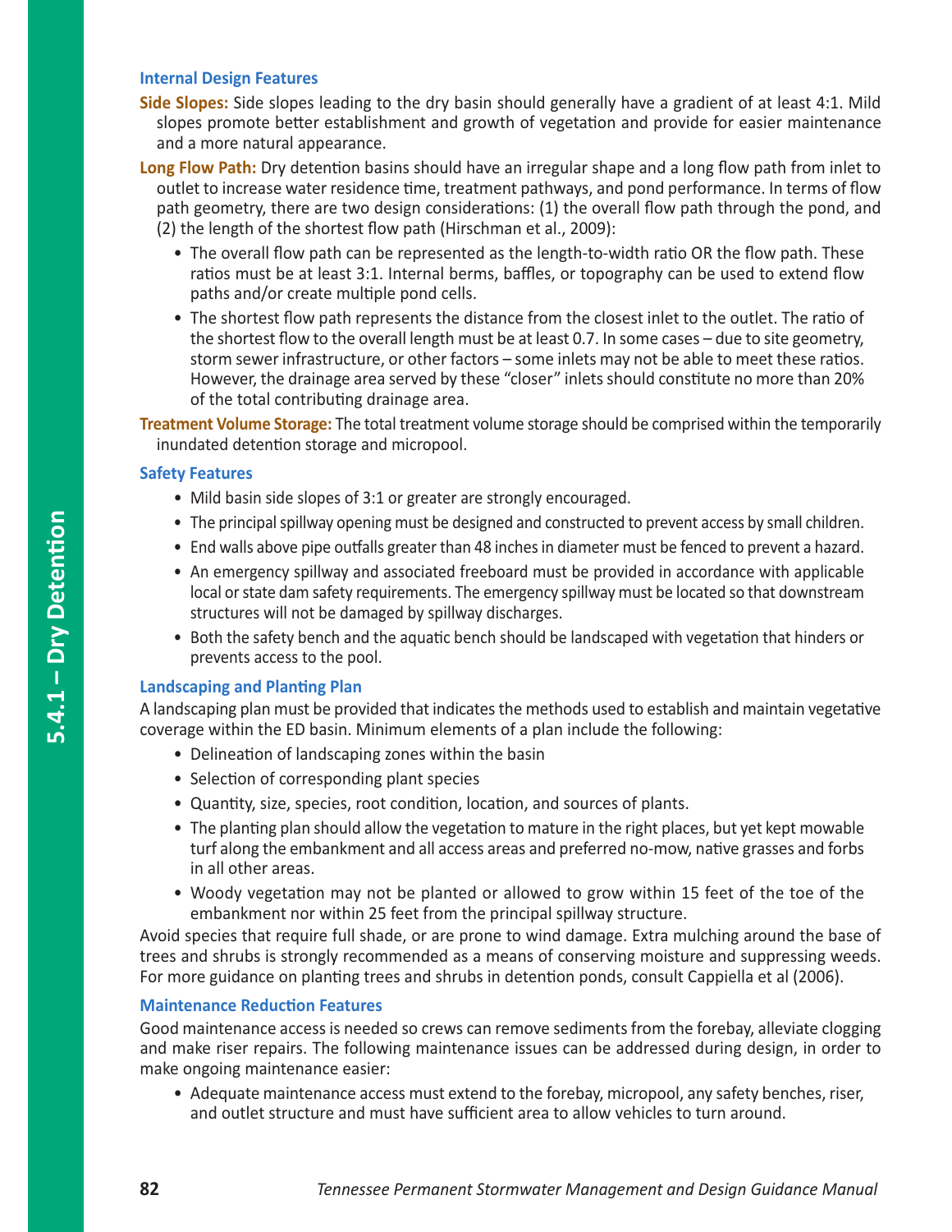### Internal Design Features

**Side Slopes:** Side slopes leading to the dry basin should generally have a gradient of at least 4:1. Mild slopes promote better establishment and growth of vegetation and provide for easier maintenance and a more natural appearance.

**Long Flow Path:** Dry detention basins should have an irregular shape and a long flow path from inlet to outlet to increase water residence time, treatment pathways, and pond performance. In terms of flow path geometry, there are two design considerations: (1) the overall flow path through the pond, and (2) the length of the shortest flow path (Hirschman et al., 2009):

- The overall flow path can be represented as the length-to-width ratio OR the flow path. These ratios must be at least 3:1. Internal berms, baffles, or topography can be used to extend flow paths and/or create multiple pond cells.
- The shortest flow path represents the distance from the closest inlet to the outlet. The ratio of the shortest flow to the overall length must be at least 0.7. In some cases – due to site geometry, storm sewer infrastructure, or other factors – some inlets may not be able to meet these ratios. However, the drainage area served by these "closer" inlets should constitute no more than 20% of the total contributing drainage area.

**Treatment Volume Storage:** The total treatment volume storage should be comprised within the temporarily inundated detention storage and micropool.

### Safety Features

- Mild basin side slopes of 3:1 or greater are strongly encouraged.
- The principal spillway opening must be designed and constructed to prevent access by small children.
- End walls above pipe outfalls greater than 48 inches in diameter must be fenced to prevent a hazard.
- An emergency spillway and associated freeboard must be provided in accordance with applicable local or state dam safety requirements. The emergency spillway must be located so that downstream structures will not be damaged by spillway discharges.
- Both the safety bench and the aquatic bench should be landscaped with vegetation that hinders or prevents access to the pool.

### Landscaping and Planting Plan

A landscaping plan must be provided that indicates the methods used to establish and maintain vegetative coverage within the ED basin. Minimum elements of a plan include the following:

- Delineation of landscaping zones within the basin
- Selection of corresponding plant species
- Quantity, size, species, root condition, location, and sources of plants.
- The planting plan should allow the vegetation to mature in the right places, but yet kept mowable turf along the embankment and all access areas and preferred no-mow, native grasses and forbs in all other areas.
- Woody vegetation may not be planted or allowed to grow within 15 feet of the toe of the embankment nor within 25 feet from the principal spillway structure.

Avoid species that require full shade, or are prone to wind damage. Extra mulching around the base of trees and shrubs is strongly recommended as a means of conserving moisture and suppressing weeds. For more guidance on planting trees and shrubs in detention ponds, consult Cappiella et al (2006).

### Maintenance Reduction Features

Good maintenance access is needed so crews can remove sediments from the forebay, alleviate clogging and make riser repairs. The following maintenance issues can be addressed during design, in order to make ongoing maintenance easier:

- Adequate maintenance access must extend to the forebay, micropool, any safety benches, riser, and outlet structure and must have sufficient area to allow vehicles to turn around.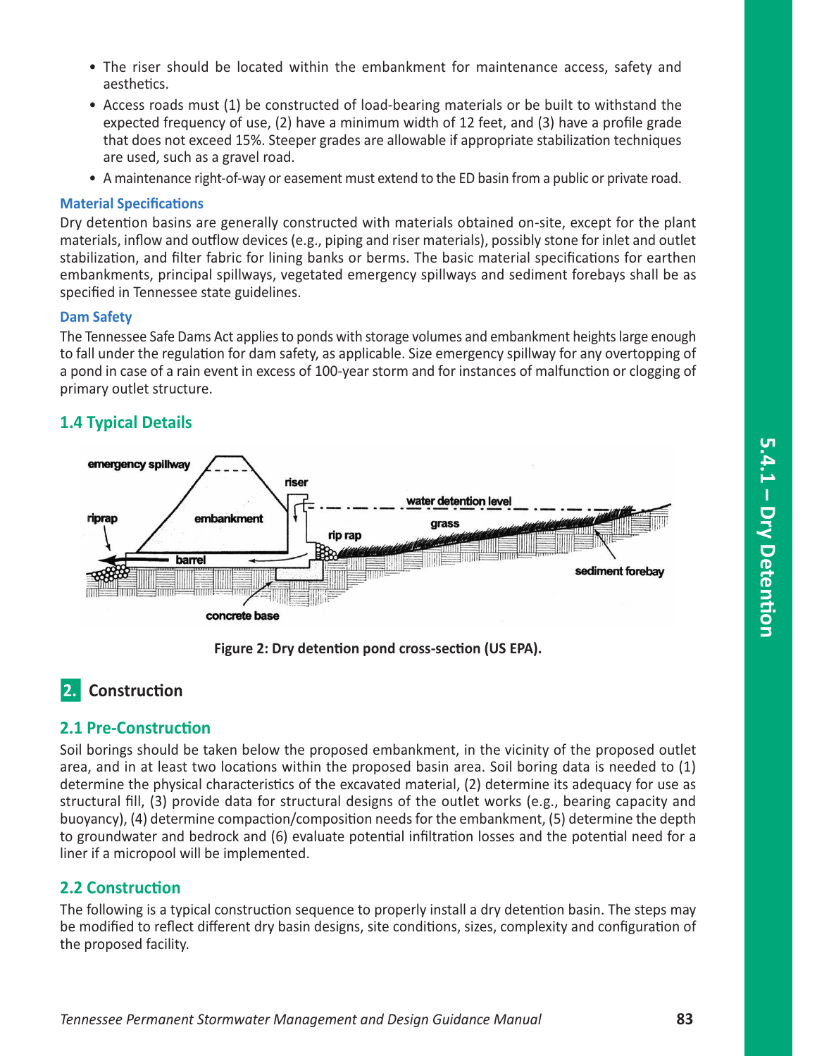- The riser should be located within the embankment for maintenance access, safety and aesthetics.
- Access roads must (1) be constructed of load-bearing materials or be built to withstand the expected frequency of use, (2) have a minimum width of 12 feet, and (3) have a profile grade that does not exceed 15%. Steeper grades are allowable if appropriate stabilization techniques are used, such as a gravel road.
- A maintenance right-of-way or easement must extend to the ED basin from a public or private road.

### Material Specifications

Dry detention basins are generally constructed with materials obtained on-site, except for the plant materials, inflow and outflow devices (e.g., piping and riser materials), possibly stone for inlet and outlet stabilization, and filter fabric for lining banks or berms. The basic material specifications for earthen embankments, principal spillways, vegetated emergency spillways and sediment forebays shall be as specified in Tennessee state guidelines.

### Dam Safety

The Tennessee Safe Dams Act applies to ponds with storage volumes and embankment heights large enough to fall under the regulation for dam safety, as applicable. Size emergency spillway for any overtopping of a pond in case of a rain event in excess of 100-year storm and for instances of malfunction or clogging of primary outlet structure.

## 1.4 Typical Details

**Figure 2: Dry detention pond cross-section (US EPA).**

# 2. Construction

## 2.1 Pre-Construction

Soil borings should be taken below the proposed embankment, in the vicinity of the proposed outlet area, and in at least two locations within the proposed basin area. Soil boring data is needed to (1) determine the physical characteristics of the excavated material, (2) determine its adequacy for use as structural fill, (3) provide data for structural designs of the outlet works (e.g., bearing capacity and buoyancy), (4) determine compaction/composition needs for the embankment, (5) determine the depth to groundwater and bedrock and (6) evaluate potential infiltration losses and the potential need for a liner if a micropool will be implemented.

## 2.2 Construction

The following is a typical construction sequence to properly install a dry detention basin. The steps may be modified to reflect different dry basin designs, site conditions, sizes, complexity and configuration of the proposed facility.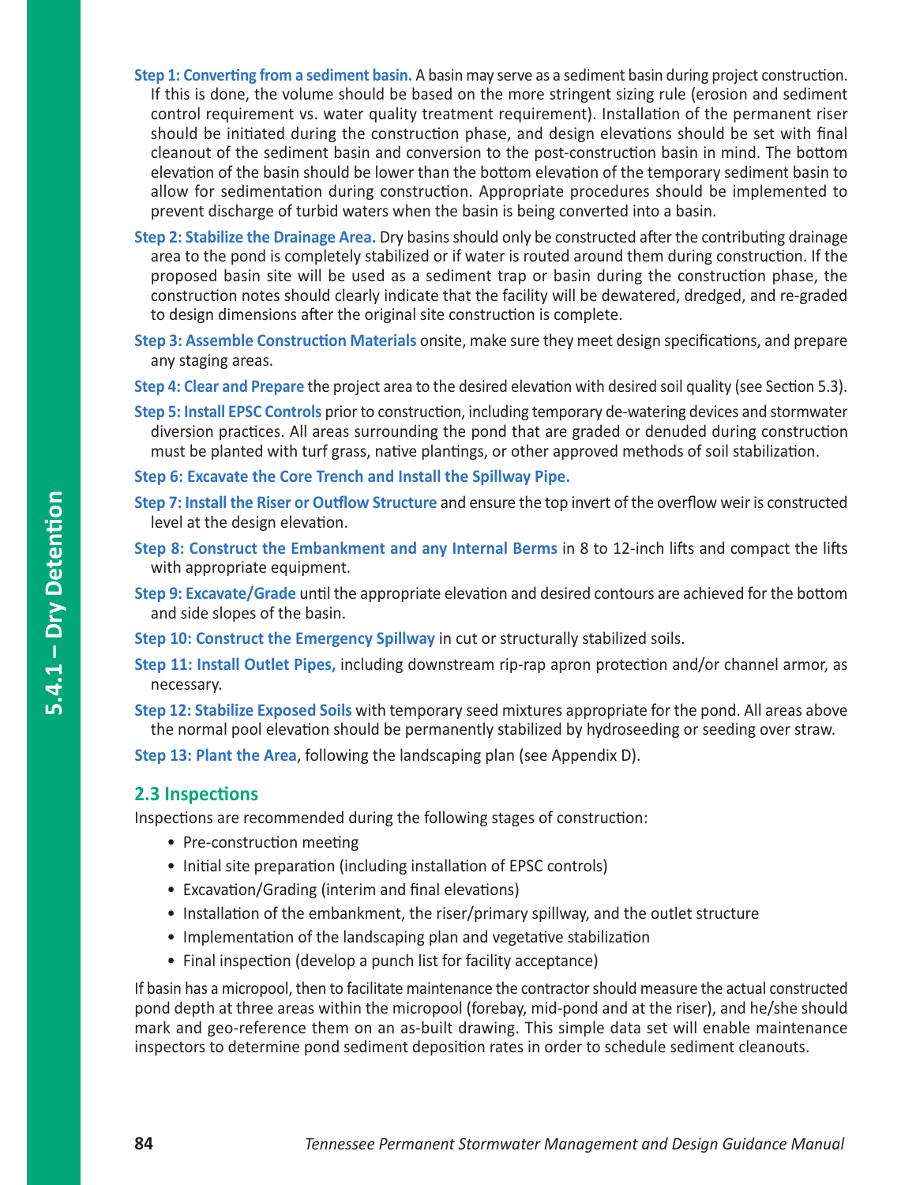**Step 1: Converting from a sediment basin.** A basin may serve as a sediment basin during project construction. If this is done, the volume should be based on the more stringent sizing rule (erosion and sediment control requirement vs. water quality treatment requirement). Installation of the permanent riser should be initiated during the construction phase, and design elevations should be set with final cleanout of the sediment basin and conversion to the post-construction basin in mind. The bottom elevation of the basin should be lower than the bottom elevation of the temporary sediment basin to allow for sedimentation during construction. Appropriate procedures should be implemented to prevent discharge of turbid waters when the basin is being converted into a basin.

**Step 2: Stabilize the Drainage Area.** Dry basins should only be constructed after the contributing drainage area to the pond is completely stabilized or if water is routed around them during construction. If the proposed basin site will be used as a sediment trap or basin during the construction phase, the construction notes should clearly indicate that the facility will be dewatered, dredged, and re-graded to design dimensions after the original site construction is complete.

**Step 3: Assemble Construction Materials** onsite, make sure they meet design specifications, and prepare any staging areas.

**Step 4: Clear and Prepare** the project area to the desired elevation with desired soil quality (see Section 5.3).

**Step 5: Install EPSC Controls** prior to construction, including temporary de-watering devices and stormwater diversion practices. All areas surrounding the pond that are graded or denuded during construction must be planted with turf grass, native plantings, or other approved methods of soil stabilization.

**Step 6: Excavate the Core Trench and Install the Spillway Pipe.**

**Step 7: Install the Riser or Outflow Structure** and ensure the top invert of the overflow weir is constructed level at the design elevation.

**Step 8: Construct the Embankment and any Internal Berms** in 8 to 12-inch lifts and compact the lifts with appropriate equipment.

**Step 9: Excavate/Grade** until the appropriate elevation and desired contours are achieved for the bottom and side slopes of the basin.

**Step 10: Construct the Emergency Spillway** in cut or structurally stabilized soils.

**Step 11: Install Outlet Pipes,** including downstream rip-rap apron protection and/or channel armor, as necessary.

**Step 12: Stabilize Exposed Soils** with temporary seed mixtures appropriate for the pond. All areas above the normal pool elevation should be permanently stabilized by hydroseeding or seeding over straw.

**Step 13: Plant the Area**, following the landscaping plan (see Appendix D).

## 2.3 Inspections

Inspections are recommended during the following stages of construction:

- Pre-construction meeting
- Initial site preparation (including installation of EPSC controls)
- Excavation/Grading (interim and final elevations)
- Installation of the embankment, the riser/primary spillway, and the outlet structure
- Implementation of the landscaping plan and vegetative stabilization
- Final inspection (develop a punch list for facility acceptance)

If basin has a micropool, then to facilitate maintenance the contractor should measure the actual constructed pond depth at three areas within the micropool (forebay, mid-pond and at the riser), and he/she should mark and geo-reference them on an as-built drawing. This simple data set will enable maintenance inspectors to determine pond sediment deposition rates in order to schedule sediment cleanouts.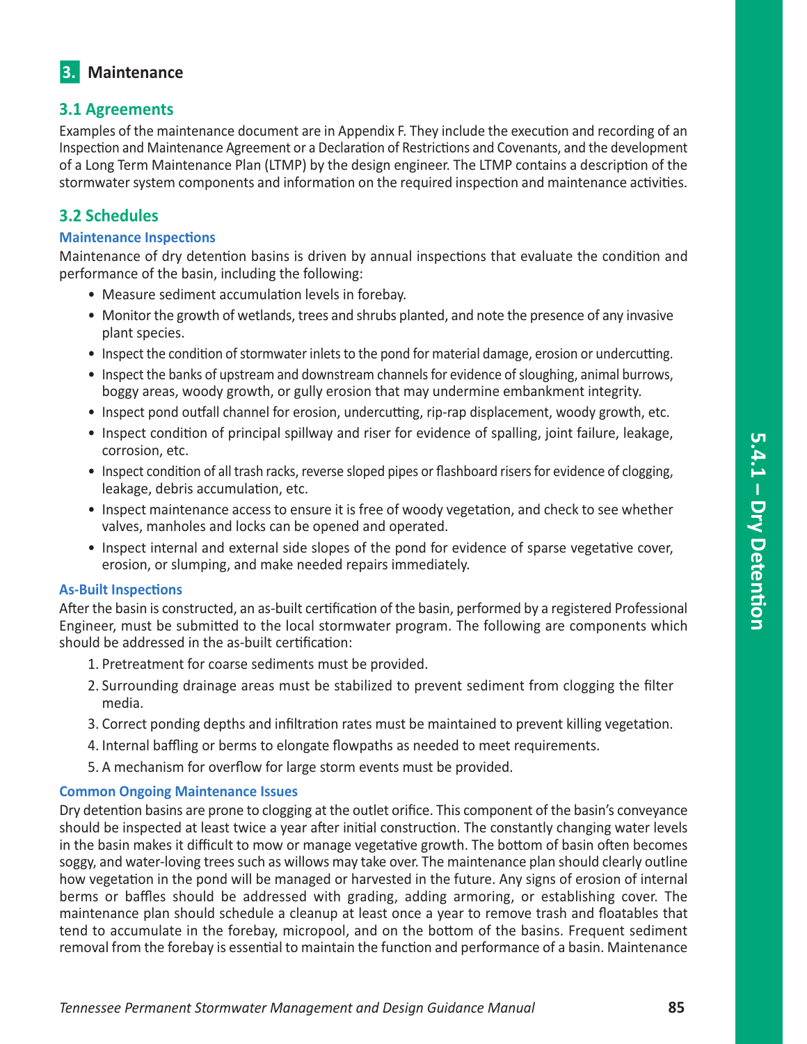## 3. Maintenance

### 3.1 Agreements

Examples of the maintenance document are in Appendix F. They include the execution and recording of an Inspection and Maintenance Agreement or a Declaration of Restrictions and Covenants, and the development of a Long Term Maintenance Plan (LTMP) by the design engineer. The LTMP contains a description of the stormwater system components and information on the required inspection and maintenance activities.

### 3.2 Schedules

#### Maintenance Inspections

Maintenance of dry detention basins is driven by annual inspections that evaluate the condition and performance of the basin, including the following:

- Measure sediment accumulation levels in forebay.
- Monitor the growth of wetlands, trees and shrubs planted, and note the presence of any invasive plant species.
- Inspect the condition of stormwater inlets to the pond for material damage, erosion or undercutting.
- Inspect the banks of upstream and downstream channels for evidence of sloughing, animal burrows, boggy areas, woody growth, or gully erosion that may undermine embankment integrity.
- Inspect pond outfall channel for erosion, undercutting, rip-rap displacement, woody growth, etc.
- Inspect condition of principal spillway and riser for evidence of spalling, joint failure, leakage, corrosion, etc.
- Inspect condition of all trash racks, reverse sloped pipes or flashboard risers for evidence of clogging, leakage, debris accumulation, etc.
- Inspect maintenance access to ensure it is free of woody vegetation, and check to see whether valves, manholes and locks can be opened and operated.
- Inspect internal and external side slopes of the pond for evidence of sparse vegetative cover, erosion, or slumping, and make needed repairs immediately.

#### As-Built Inspections

After the basin is constructed, an as-built certification of the basin, performed by a registered Professional Engineer, must be submitted to the local stormwater program. The following are components which should be addressed in the as-built certification:

1. Pretreatment for coarse sediments must be provided.
2. Surrounding drainage areas must be stabilized to prevent sediment from clogging the filter media.
3. Correct ponding depths and infiltration rates must be maintained to prevent killing vegetation.
4. Internal baffling or berms to elongate flowpaths as needed to meet requirements.
5. A mechanism for overflow for large storm events must be provided.

#### Common Ongoing Maintenance Issues

Dry detention basins are prone to clogging at the outlet orifice. This component of the basin's conveyance should be inspected at least twice a year after initial construction. The constantly changing water levels in the basin makes it difficult to mow or manage vegetative growth. The bottom of basin often becomes soggy, and water-loving trees such as willows may take over. The maintenance plan should clearly outline how vegetation in the pond will be managed or harvested in the future. Any signs of erosion of internal berms or baffles should be addressed with grading, adding armoring, or establishing cover. The maintenance plan should schedule a cleanup at least once a year to remove trash and floatables that tend to accumulate in the forebay, micropool, and on the bottom of the basins. Frequent sediment removal from the forebay is essential to maintain the function and performance of a basin. Maintenance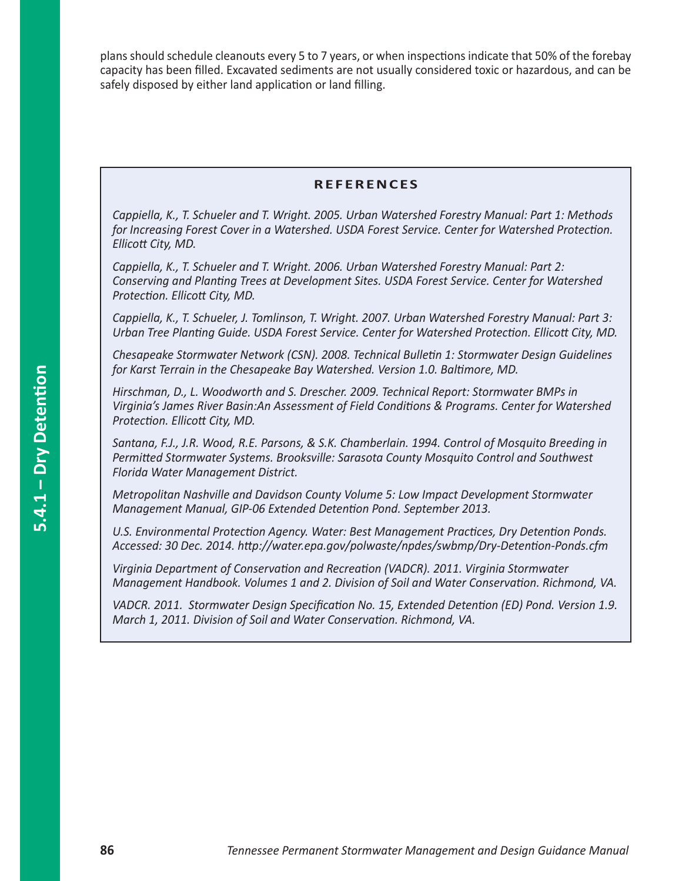plans should schedule cleanouts every 5 to 7 years, or when inspections indicate that 50% of the forebay capacity has been filled. Excavated sediments are not usually considered toxic or hazardous, and can be safely disposed by either land application or land filling.

## REFERENCES

*Cappiella, K., T. Schueler and T. Wright. 2005. Urban Watershed Forestry Manual: Part 1: Methods for Increasing Forest Cover in a Watershed. USDA Forest Service. Center for Watershed Protection. Ellicott City, MD.*

*Cappiella, K., T. Schueler and T. Wright. 2006. Urban Watershed Forestry Manual: Part 2: Conserving and Planting Trees at Development Sites. USDA Forest Service. Center for Watershed Protection. Ellicott City, MD.*

*Cappiella, K., T. Schueler, J. Tomlinson, T. Wright. 2007. Urban Watershed Forestry Manual: Part 3: Urban Tree Planting Guide. USDA Forest Service. Center for Watershed Protection. Ellicott City, MD.*

*Chesapeake Stormwater Network (CSN). 2008. Technical Bulletin 1: Stormwater Design Guidelines for Karst Terrain in the Chesapeake Bay Watershed. Version 1.0. Baltimore, MD.*

*Hirschman, D., L. Woodworth and S. Drescher. 2009. Technical Report: Stormwater BMPs in Virginia's James River Basin:An Assessment of Field Conditions & Programs. Center for Watershed Protection. Ellicott City, MD.*

*Santana, F.J., J.R. Wood, R.E. Parsons, & S.K. Chamberlain. 1994. Control of Mosquito Breeding in Permitted Stormwater Systems. Brooksville: Sarasota County Mosquito Control and Southwest Florida Water Management District.*

*Metropolitan Nashville and Davidson County Volume 5: Low Impact Development Stormwater Management Manual, GIP-06 Extended Detention Pond. September 2013.*

*U.S. Environmental Protection Agency. Water: Best Management Practices, Dry Detention Ponds. Accessed: 30 Dec. 2014. http://water.epa.gov/polwaste/npdes/swbmp/Dry-Detention-Ponds.cfm*

*Virginia Department of Conservation and Recreation (VADCR). 2011. Virginia Stormwater Management Handbook. Volumes 1 and 2. Division of Soil and Water Conservation. Richmond, VA.*

*VADCR. 2011. Stormwater Design Specification No. 15, Extended Detention (ED) Pond. Version 1.9. March 1, 2011. Division of Soil and Water Conservation. Richmond, VA.*